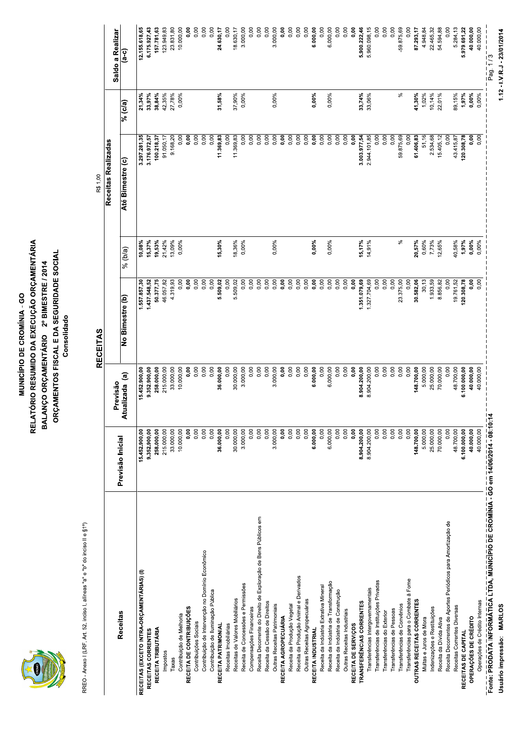# MUNICÍPIO DE CROMÍNIA - GO

## RELATÓRIO RESUMIDO DA EXECUÇÃO ORÇAMENTÁRIA

### BALANÇO ORÇAMENTÁRIO 2º BIMESTRE / 2014

### ORÇAMENTOS FISCAL E DA SEGURIDADE SOCIAL

Consolidado

RREO - Anexo I (LRF, Art. 52, inciso I, alíneas "a" e "b" do inciso II e §1º)

R$ 1,00

**RECEITAS**

| Receitas | Previsão Inicial | Previsão Atualizada (a) | Receitas Realizadas | | | | Saldo a Realizar |
|---|---|---|---|---|---|---|---|
| | | | No Bimestre (b) | % (b/a) | Até Bimestre (c) | % (c/a) | (a-c) |
| **RECEITAS (EXCETO INTRA-ORÇAMENTÁRIAS) (I)** | **15.452.900,00** | **15.452.900,00** | **1.557.857,30** | **10,08%** | **3.297.281,35** | **21,34%** | **12.155.618,65** |
| **RECEITAS CORRENTES** | **9.352.900,00** | **9.352.900,00** | **1.437.548,52** | **15,37%** | **3.176.972,57** | **33,97%** | **6.175.927,43** |
| **RECEITA TRIBUTÁRIA** | **258.000,00** | **258.000,00** | **50.377,75** | **19,53%** | **100.218,37** | **38,84%** | **157.781,63** |
| Impostos | 215.000,00 | 215.000,00 | 46.057,82 | 21,42% | 91.050,17 | 42,35% | 123.949,83 |
| Taxas | 33.000,00 | 33.000,00 | 4.319,93 | 13,09% | 9.168,20 | 27,78% | 23.831,80 |
| Contribuição de Melhoria | 10.000,00 | 10.000,00 | 0,00 | 0,00% | 0,00 | 0,00% | 10.000,00 |
| **RECEITA DE CONTRIBUIÇÕES** | **0,00** | **0,00** | **0,00** | | **0,00** | | **0,00** |
| Contribuições Sociais | 0,00 | 0,00 | 0,00 | | 0,00 | | 0,00 |
| Contribuição de Intervenção no Domínio Econômico | 0,00 | 0,00 | 0,00 | | 0,00 | | 0,00 |
| Contribuição de Iluminação Pública | 0,00 | 0,00 | 0,00 | | 0,00 | | 0,00 |
| **RECEITA PATRIMONIAL** | **36.000,00** | **36.000,00** | **5.509,02** | **15,30%** | **11.369,83** | **31,58%** | **24.630,17** |
| Receitas Imobiliárias | 0,00 | 0,00 | 0,00 | | 0,00 | | 0,00 |
| Receitas de Valores Mobiliários | 30.000,00 | 30.000,00 | 5.509,02 | 18,36% | 11.369,83 | 37,90% | 18.630,17 |
| Receita de Concessões e Permissões | 3.000,00 | 3.000,00 | 0,00 | 0,00% | 0,00 | 0,00% | 3.000,00 |
| Compensações Financeiras | 0,00 | 0,00 | 0,00 | | 0,00 | | 0,00 |
| Receita Decorrente do Direito de Exploração de Bens Públicos em | 0,00 | 0,00 | 0,00 | | 0,00 | | 0,00 |
| Receita da Cessão de Direitos | 0,00 | 0,00 | 0,00 | | 0,00 | | 0,00 |
| Outras Receitas Patrimoniais | 3.000,00 | 3.000,00 | 0,00 | 0,00% | 0,00 | 0,00% | 3.000,00 |
| **RECEITA AGROPECUÁRIA** | **0,00** | **0,00** | **0,00** | | **0,00** | | **0,00** |
| Receita da Produção Vegetal | 0,00 | 0,00 | 0,00 | | 0,00 | | 0,00 |
| Receita da Produção Animal e Derivados | 0,00 | 0,00 | 0,00 | | 0,00 | | 0,00 |
| Outras Receitas Agropecuárias | 0,00 | 0,00 | 0,00 | | 0,00 | | 0,00 |
| **RECEITA INDUSTRIAL** | **6.000,00** | **6.000,00** | **0,00** | **0,00%** | **0,00** | **0,00%** | **6.000,00** |
| Receita da Indústria Extrativa Mineral | 0,00 | 0,00 | 0,00 | | 0,00 | | 0,00 |
| Receita da Indústria de Transformação | 6.000,00 | 6.000,00 | 0,00 | 0,00% | 0,00 | 0,00% | 6.000,00 |
| Receita da Indústria de Construção | 0,00 | 0,00 | 0,00 | | 0,00 | | 0,00 |
| Outras Receitas Industriais | 0,00 | 0,00 | 0,00 | | 0,00 | | 0,00 |
| **RECEITA DE SERVIÇOS** | **0,00** | **0,00** | **0,00** | | **0,00** | | **0,00** |
| **TRANSFERÊNCIAS CORRENTES** | **8.904.200,00** | **8.904.200,00** | **1.351.079,69** | **15,17%** | **3.003.977,54** | **33,74%** | **5.900.222,46** |
| Transferências Intergovernamentais | 8.904.200,00 | 8.904.200,00 | 1.327.704,69 | 14,91% | 2.944.101,85 | 33,06% | 5.960.098,15 |
| Transferências de Instituições Privadas | 0,00 | 0,00 | 0,00 | | 0,00 | | 0,00 |
| Transferências do Exterior | 0,00 | 0,00 | 0,00 | | 0,00 | | 0,00 |
| Transferências de Pessoas | 0,00 | 0,00 | 0,00 | | 0,00 | | 0,00 |
| Transferências de Convênios | 0,00 | 0,00 | 23.375,00 | % | 59.875,69 | % | -59.875,69 |
| Transferências para o Combate à Fome | 0,00 | 0,00 | 0,00 | | 0,00 | | 0,00 |
| **OUTRAS RECEITAS CORRENTES** | **148.700,00** | **148.700,00** | **30.582,06** | **20,57%** | **61.406,83** | **41,30%** | **87.293,17** |
| Multas e Juros de Mora | 5.000,00 | 5.000,00 | 30,13 | 0,60% | 51,16 | 1,02% | 4.948,84 |
| Indenizações e Restituições | 25.000,00 | 25.000,00 | 1.933,59 | 7,73% | 2.534,68 | 10,14% | 22.465,32 |
| Receita da Dívida Ativa | 70.000,00 | 70.000,00 | 8.856,82 | 12,65% | 15.405,12 | 22,01% | 54.594,88 |
| Receita Decorrentes de Aportes Periódicos para Amortização de | 0,00 | 0,00 | 0,00 | | 0,00 | | 0,00 |
| Receitas Correntes Diversas | 48.700,00 | 48.700,00 | 19.761,52 | 40,58% | 43.415,87 | 89,15% | 5.284,13 |
| **RECEITAS DE CAPITAL** | **6.100.000,00** | **6.100.000,00** | **120.308,78** | **1,97%** | **120.308,78** | **1,97%** | **5.979.691,22** |
| **OPERAÇÕES DE CRÉDITO** | **40.000,00** | **40.000,00** | **0,00** | **0,00%** | **0,00** | **0,00%** | **40.000,00** |
| Operações de Crédito Internas | 40.000,00 | 40.000,00 | 0,00 | 0,00% | 0,00 | 0,00% | 40.000,00 |

**Fonte: PRODATA INFORMÁTICA LTDA, MUNICÍPIO DE CROMÍNIA - GO em 14/06/2014 - 08:10:14**

**Usuário impressão: MARLOS**

**1.12 - I.V R.J - 23/01/2014**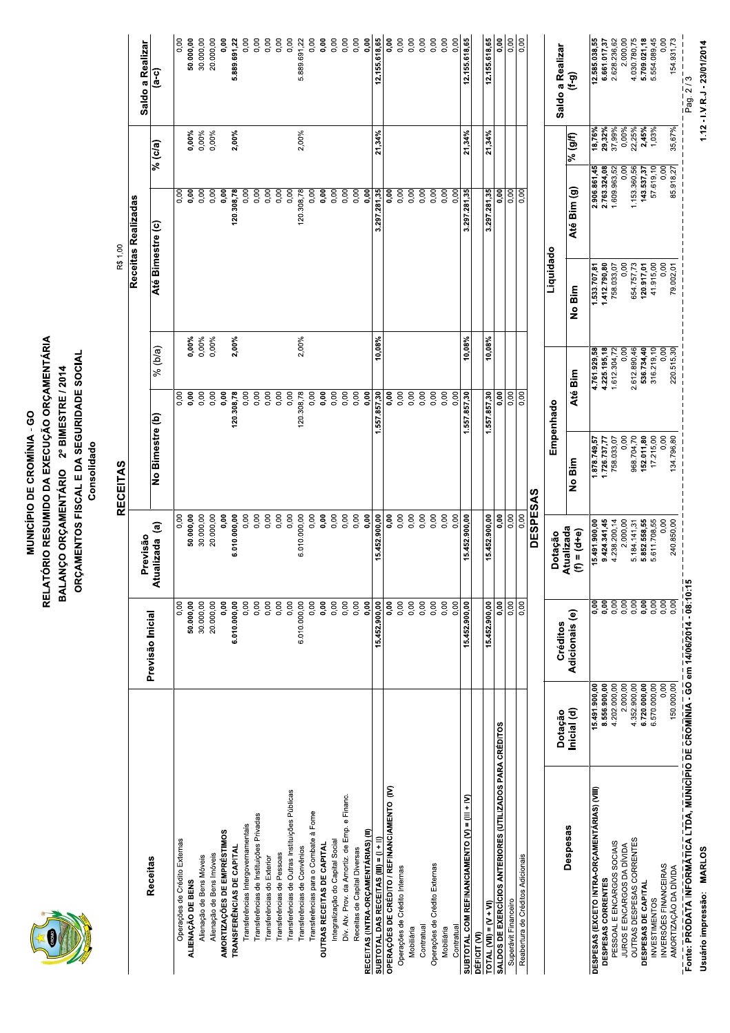# MUNICÍPIO DE CROMÍNIA - GO

## RELATÓRIO RESUMIDO DA EXECUÇÃO ORÇAMENTÁRIA

### BALANÇO ORÇAMENTÁRIO 2º BIMESTRE / 2014

### ORÇAMENTOS FISCAL E DA SEGURIDADE SOCIAL

Consolidado

R$ 1,00

## RECEITAS

| Receitas | Previsão Inicial | Previsão Atualizada (a) | Receitas Realizadas | | | | | Saldo a Realizar (a-c) |
|---|---|---|---|---|---|---|---|---|
| | | | No Bimestre (b) | % (b/a) | Até Bimestre (c) | % (c/a) | | |
| Operações de Crédito Externas | 0,00 | 0,00 | 0,00 | | 0,00 | | | 0,00 |
| **ALIENAÇÃO DE BENS** | **50.000,00** | **50.000,00** | **0,00** | **0,00%** | **0,00** | **0,00%** | | **50.000,00** |
| Alienação de Bens Móveis | 30.000,00 | 30.000,00 | 0,00 | 0,00% | 0,00 | 0,00% | | 30.000,00 |
| Alienação de Bens Imóveis | 20.000,00 | 20.000,00 | 0,00 | 0,00% | 0,00 | 0,00% | | 20.000,00 |
| **AMORTIZAÇÕES DE EMPRÉSTIMOS** | **0,00** | **0,00** | **0,00** | | **0,00** | | | **0,00** |
| **TRANSFERÊNCIAS DE CAPITAL** | **6.010.000,00** | **6.010.000,00** | **120.308,78** | **2,00%** | **120.308,78** | **2,00%** | | **5.889.691,22** |
| Transferências Intergovernamentais | 0,00 | 0,00 | 0,00 | | 0,00 | | | 0,00 |
| Transferências de Instituições Privadas | 0,00 | 0,00 | 0,00 | | 0,00 | | | 0,00 |
| Transferências do Exterior | 0,00 | 0,00 | 0,00 | | 0,00 | | | 0,00 |
| Transferências de Pessoas | 0,00 | 0,00 | 0,00 | | 0,00 | | | 0,00 |
| Transferências de Outras Instituições Públicas | 0,00 | 0,00 | 0,00 | | 0,00 | | | 0,00 |
| Transferências de Convênios | 6.010.000,00 | 6.010.000,00 | 120.308,78 | 2,00% | 120.308,78 | 2,00% | | 5.889.691,22 |
| Transferências para o Combate à Fome | 0,00 | 0,00 | 0,00 | | 0,00 | | | 0,00 |
| **OUTRAS RECEITAS DE CAPITAL** | **0,00** | **0,00** | **0,00** | | **0,00** | | | **0,00** |
| Integralização do Capital Social | 0,00 | 0,00 | 0,00 | | 0,00 | | | 0,00 |
| Div. Atv. Prov. da Amortiz. de Emp. e Financ. | 0,00 | 0,00 | 0,00 | | 0,00 | | | 0,00 |
| Receitas de Capital Diversas | 0,00 | 0,00 | 0,00 | | 0,00 | | | 0,00 |
| **RECEITAS (INTRA-ORÇAMENTÁRIAS) (II)** | **0,00** | **0,00** | **0,00** | | **0,00** | | | **0,00** |
| **SUBTOTAL DAS RECEITAS (III) = (I + II)** | **15.452.900,00** | **15.452.900,00** | **1.557.857,30** | **10,08%** | **3.297.281,35** | **21,34%** | | **12.155.618,65** |
| **OPERAÇÕES DE CRÉDITO / REFINANCIAMENTO (IV)** | **0,00** | **0,00** | **0,00** | | **0,00** | | | **0,00** |
| Operações de Crédito Internas | 0,00 | 0,00 | 0,00 | | 0,00 | | | 0,00 |
| Mobiliária | 0,00 | 0,00 | 0,00 | | 0,00 | | | 0,00 |
| Contratual | 0,00 | 0,00 | 0,00 | | 0,00 | | | 0,00 |
| Operações de Crédito Externas | 0,00 | 0,00 | 0,00 | | 0,00 | | | 0,00 |
| Mobiliária | 0,00 | 0,00 | 0,00 | | 0,00 | | | 0,00 |
| Contratual | 0,00 | 0,00 | 0,00 | | 0,00 | | | 0,00 |
| **SUBTOTAL COM REFINANCIAMENTO (V) = (III + IV)** | **15.452.900,00** | **15.452.900,00** | **1.557.857,30** | **10,08%** | **3.297.281,35** | **21,34%** | | **12.155.618,65** |
| **DÉFICIT (VI)** | | | | | | | | |
| **TOTAL (VII) = (V + VI)** | **15.452.900,00** | **15.452.900,00** | **1.557.857,30** | **10,08%** | **3.297.281,35** | **21,34%** | | **12.155.618,65** |
| **SALDOS DE EXERCÍCIOS ANTERIORES (UTILIZADOS PARA CRÉDITOS** | **0,00** | **0,00** | **0,00** | | **0,00** | | | **0,00** |
| Superávit Financeiro | 0,00 | 0,00 | 0,00 | | 0,00 | | | 0,00 |
| Reabertura de Créditos Adicionais | 0,00 | 0,00 | 0,00 | | 0,00 | | | 0,00 |

## DESPESAS

| Despesas | Dotação Inicial (d) | Créditos Adicionais (e) | Dotação Atualizada (f) = (d+e) | Empenhado | | Liquidado | | | Saldo a Realizar (f-g) |
|---|---|---|---|---|---|---|---|---|---|
| | | | | No Bim | Até Bim | No Bim | Até Bim (g) | % (g/f) | |
| **DESPESAS (EXCETO INTRA-ORÇAMENTÁRIAS) (VIII)** | **15.491.900,00** | **0,00** | **15.491.900,00** | **1.878.749,57** | **4.761.929,58** | **1.533.707,81** | **2.906.861,45** | **18,76%** | **12.585.038,55** |
| **DESPESAS CORRENTES** | **8.556.900,00** | **0,00** | **9.424.341,45** | **1.726.737,77** | **4.225.195,18** | **1.412.790,80** | **2.763.324,08** | **29,32%** | **6.661.017,37** |
| PESSOAL E ENCARGOS SOCIAIS | 4.202.000,00 | 0,00 | 4.238.200,14 | 758.033,07 | 1.612.304,72 | 758.033,07 | 1.609.963,52 | 37,99% | 2.628.236,62 |
| JUROS E ENCARGOS DA DÍVIDA | 2.000,00 | 0,00 | 2.000,00 | 0,00 | 0,00 | 0,00 | 0,00 | 0,00% | 2.000,00 |
| OUTRAS DESPESAS CORRENTES | 4.352.900,00 | 0,00 | 5.184.141,31 | 968.704,70 | 2.612.890,46 | 654.757,73 | 1.153.360,56 | 22,25% | 4.030.780,75 |
| **DESPESAS DE CAPITAL** | **6.720.000,00** | **0,00** | **5.852.558,55** | **152.011,80** | **536.734,40** | **120.917,01** | **143.537,37** | **2,45%** | **5.709.021,18** |
| INVESTIMENTOS | 6.570.000,00 | 0,00 | 5.611.708,55 | 17.215,00 | 316.219,10 | 41.915,00 | 57.619,10 | 1,03% | 5.554.089,45 |
| INVERSÕES FINANCEIRAS | 0,00 | 0,00 | 0,00 | 0,00 | 0,00 | 0,00 | 0,00 | | 0,00 |
| AMORTIZAÇÃO DA DÍVIDA | 150.000,00 | 0,00 | 240.850,00 | 134.796,80 | 220.515,30 | 79.002,01 | 85.918,27 | 35,67% | 154.931,73 |

Fonte: PRODATA INFORMÁTICA LTDA, MUNICÍPIO DE CROMÍNIA - GO em 14/06/2014 - 08:10:15

Usuário impressão: MARLOS

1.12 - I.V R.J - 23/01/2014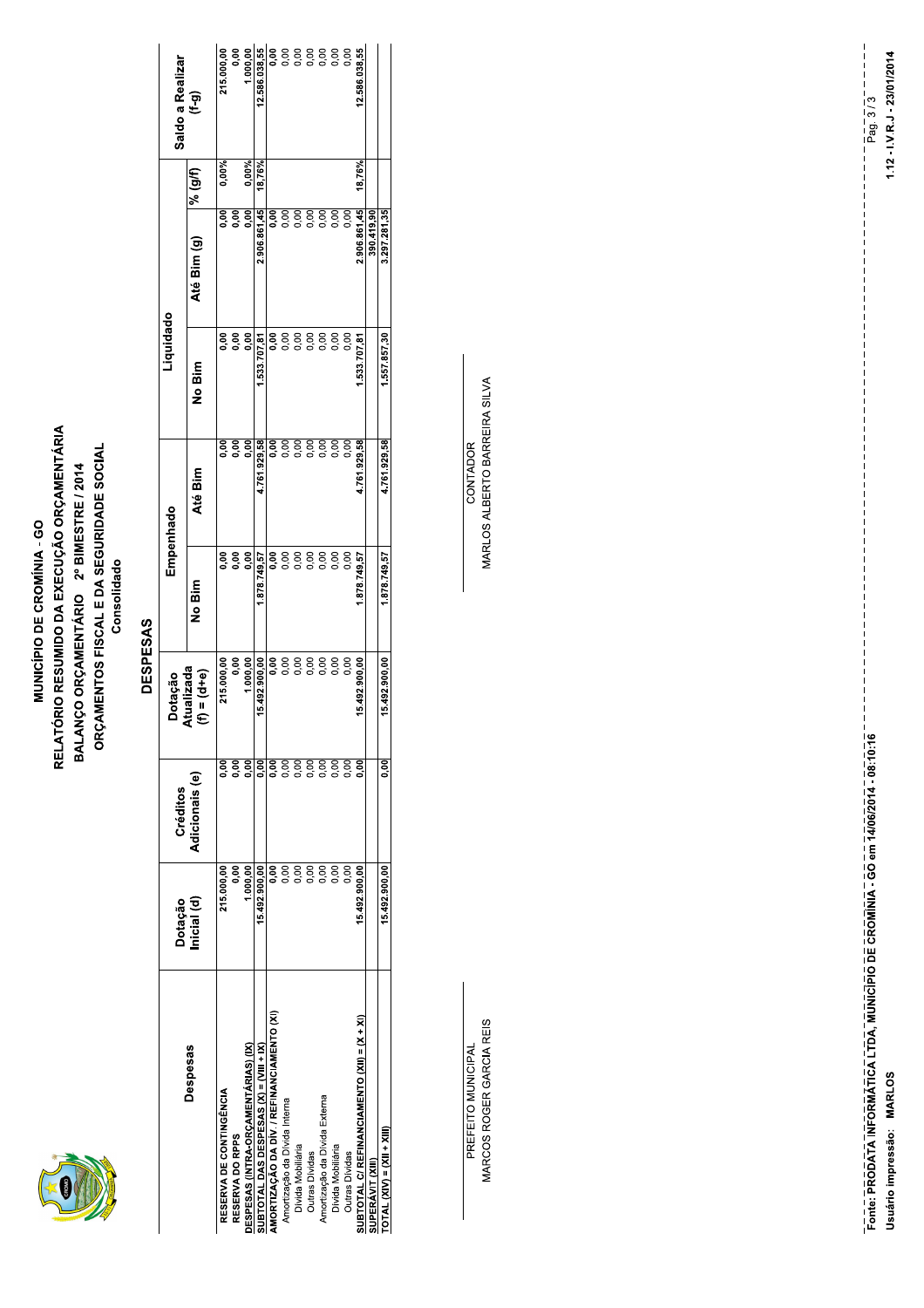# MUNICÍPIO DE CROMÍNIA - GO

## RELATÓRIO RESUMIDO DA EXECUÇÃO ORÇAMENTÁRIA

### BALANÇO ORÇAMENTÁRIO 2º BIMESTRE / 2014

### ORÇAMENTOS FISCAL E DA SEGURIDADE SOCIAL

Consolidado

## DESPESAS

| Despesas | Dotação Inicial (d) | Créditos Adicionais (e) | Dotação Atualizada (f) = (d+e) | Empenhado | | Liquidado | | | Saldo a Realizar (f-g) |
|---|---|---|---|---|---|---|---|---|---|
| | | | | No Bim | Até Bim | No Bim | Até Bim (g) | % (g/f) | |
| RESERVA DE CONTINGÊNCIA | 215.000,00 | 0,00 | 215.000,00 | 0,00 | 0,00 | 0,00 | 0,00 | 0,00% | 215.000,00 |
| RESERVA DO RPPS | 0,00 | 0,00 | 0,00 | 0,00 | 0,00 | 0,00 | 0,00 | | 0,00 |
| DESPESAS (INTRA-ORÇAMENTÁRIAS) (IX) | 1.000,00 | 0,00 | 1.000,00 | 0,00 | 0,00 | 0,00 | 0,00 | 0,00% | 1.000,00 |
| SUBTOTAL DAS DESPESAS (X) = (VIII + IX) | 15.492.900,00 | 0,00 | 15.492.900,00 | 1.878.749,57 | 4.761.929,58 | 1.533.707,81 | 2.906.861,45 | 18,76% | 12.586.038,55 |
| AMORTIZAÇÃO DA DÍV. / REFINANCIAMENTO (XI) | 0,00 | 0,00 | 0,00 | 0,00 | 0,00 | 0,00 | 0,00 | | 0,00 |
| Amortização da Dívida Interna | 0,00 | 0,00 | 0,00 | 0,00 | 0,00 | 0,00 | 0,00 | | 0,00 |
| Dívida Mobiliária | 0,00 | 0,00 | 0,00 | 0,00 | 0,00 | 0,00 | 0,00 | | 0,00 |
| Outras Dívidas | 0,00 | 0,00 | 0,00 | 0,00 | 0,00 | 0,00 | 0,00 | | 0,00 |
| Amortização da Dívida Externa | 0,00 | 0,00 | 0,00 | 0,00 | 0,00 | 0,00 | 0,00 | | 0,00 |
| Dívida Mobiliária | 0,00 | 0,00 | 0,00 | 0,00 | 0,00 | 0,00 | 0,00 | | 0,00 |
| Outras Dívidas | 0,00 | 0,00 | 0,00 | 0,00 | 0,00 | 0,00 | 0,00 | | 0,00 |
| SUBTOTAL C/ REFINANCIAMENTO (XII) = (X + XI) | 15.492.900,00 | 0,00 | 15.492.900,00 | 1.878.749,57 | 4.761.929,58 | 1.533.707,81 | 2.906.861,45 | 18,76% | 12.586.038,55 |
| SUPERÁVIT (XIII) | | | | | | | 390.419,90 | | |
| TOTAL (XIV) = (XII + XIII) | 15.492.900,00 | 0,00 | 15.492.900,00 | 1.878.749,57 | 4.761.929,58 | 1.557.857,30 | 3.297.281,35 | | |

PREFEITO MUNICIPAL
MARCOS ROGER GARCIA REIS

CONTADOR
MARLOS ALBERTO BARREIRA SILVA

Fonte: PRODATA INFORMÁTICA LTDA, MUNICÍPIO DE CROMÍNIA - GO em 14/06/2014 - 08:10:16

Usuário impressão: MARLOS

1.12 - I.V R.J - 23/01/2014